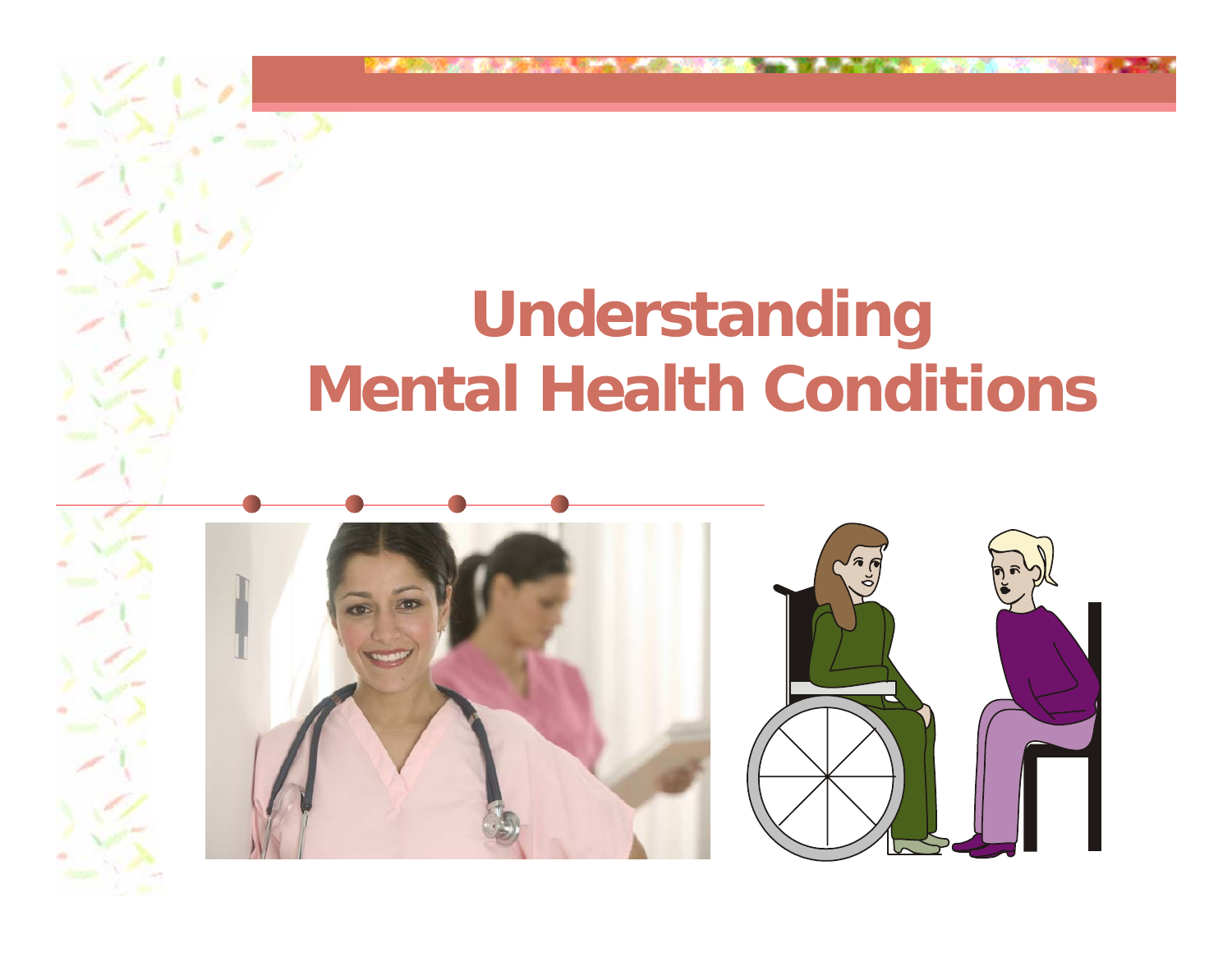# Understanding Mental Health Conditions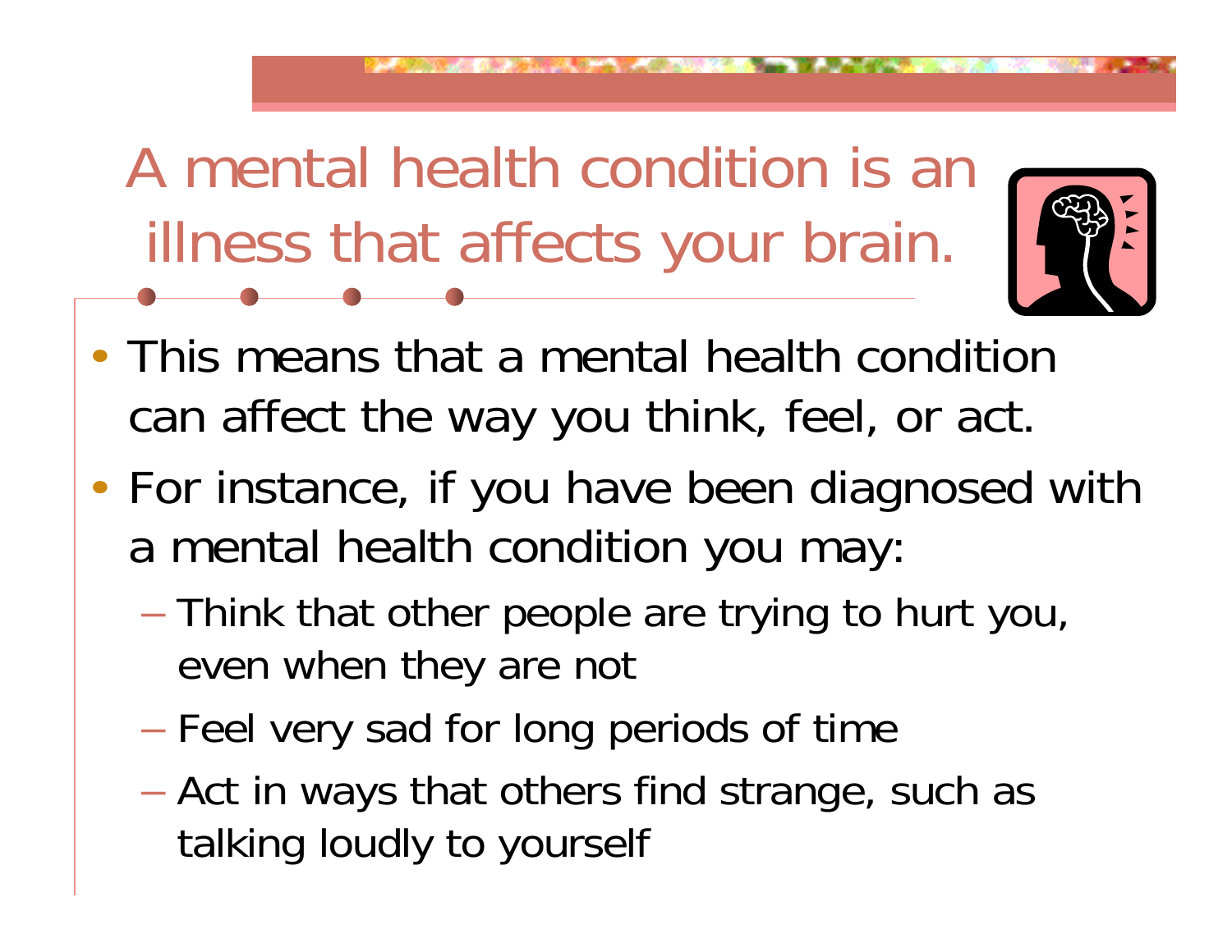# A mental health condition is an illness that affects your brain.

- This means that a mental health condition can affect the way you think, feel, or act.
- For instance, if you have been diagnosed with a mental health condition you may:
  - Think that other people are trying to hurt you, even when they are not
  - Feel very sad for long periods of time
  - Act in ways that others find strange, such as talking loudly to yourself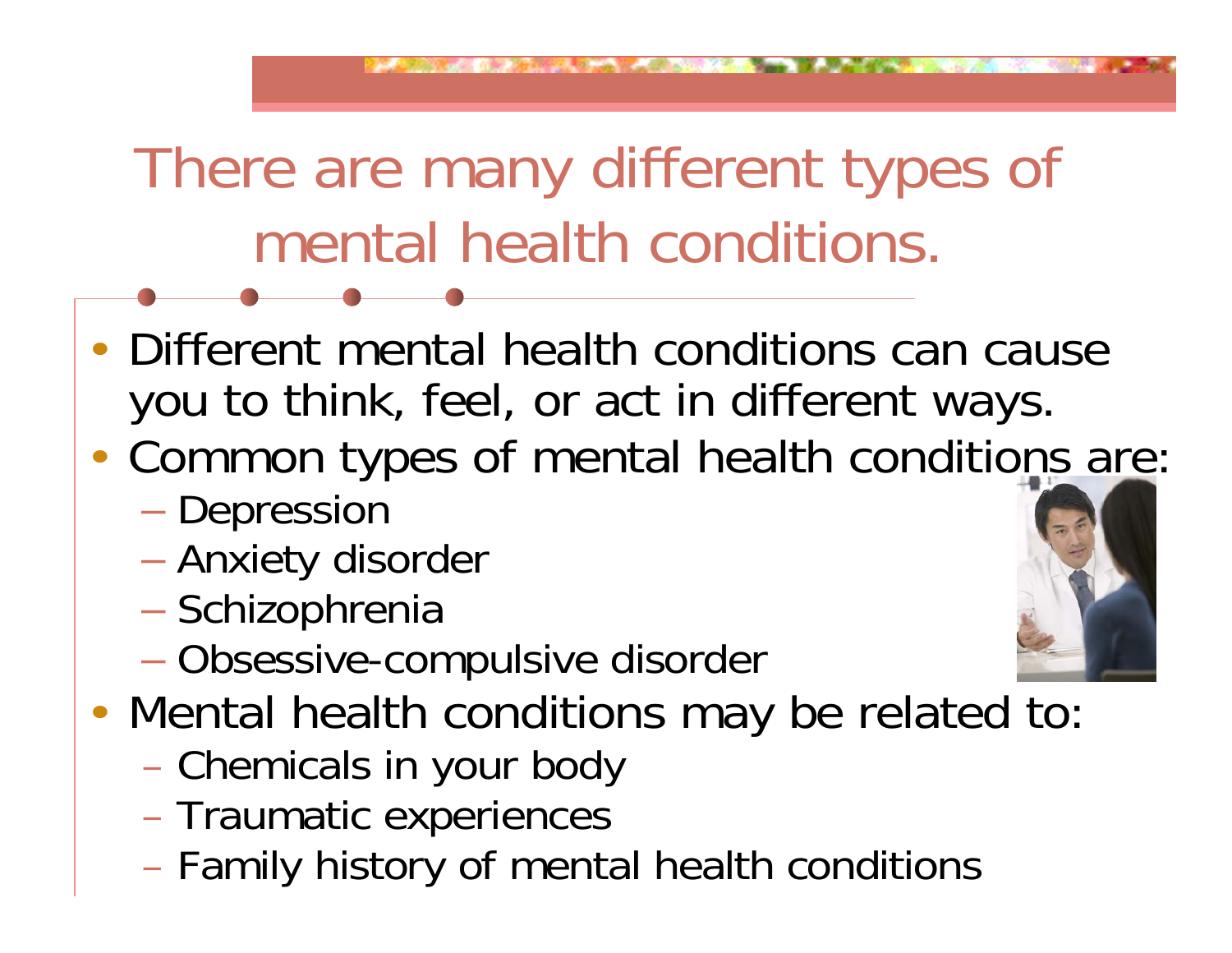# There are many different types of mental health conditions.

- Different mental health conditions can cause you to think, feel, or act in different ways.
- Common types of mental health conditions are:
  - Depression
  - Anxiety disorder
  - Schizophrenia
  - Obsessive-compulsive disorder
- Mental health conditions may be related to:
  - Chemicals in your body
  - Traumatic experiences
  - Family history of mental health conditions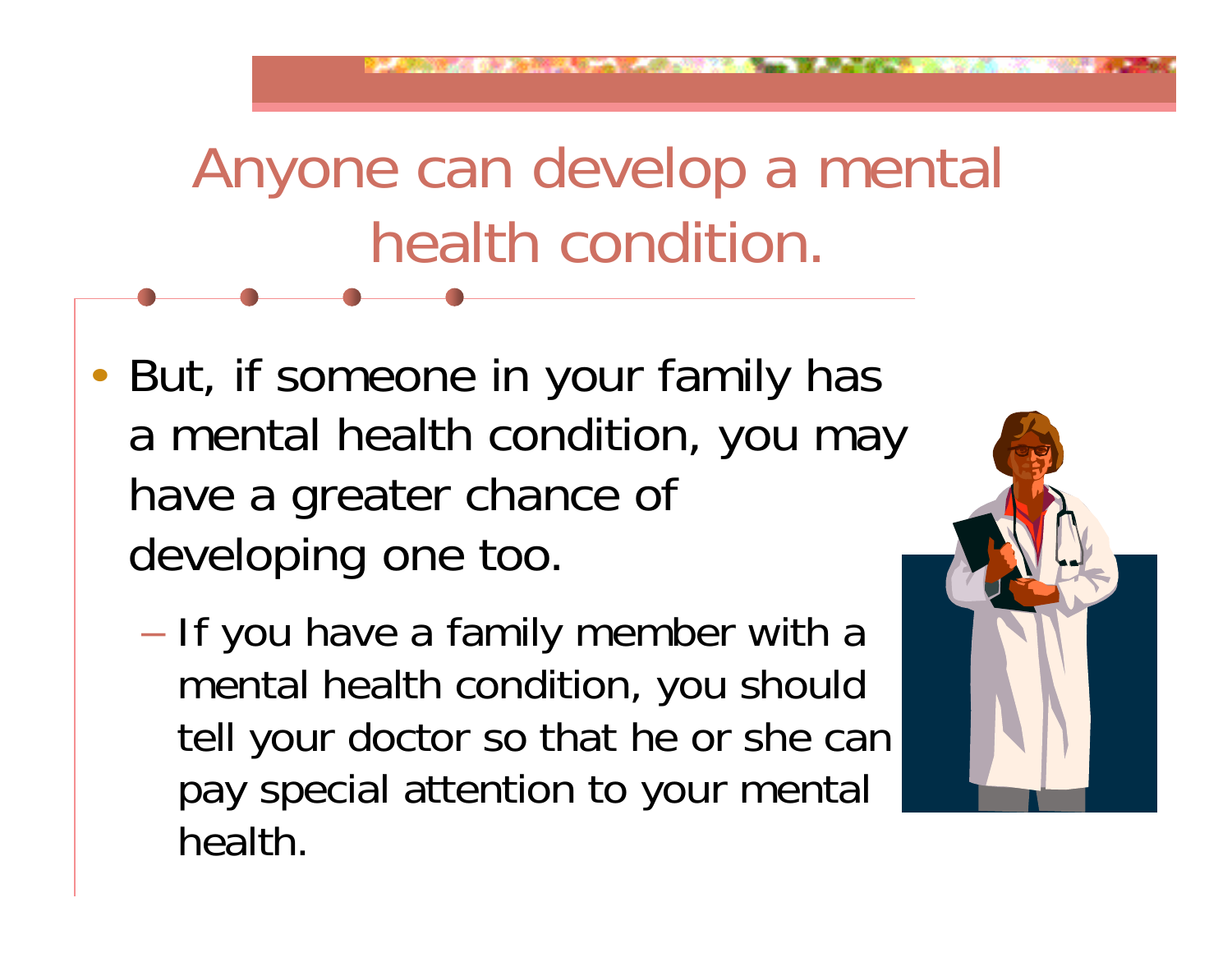# Anyone can develop a mental health condition.

- But, if someone in your family has a mental health condition, you may have a greater chance of developing one too.
  - If you have a family member with a mental health condition, you should tell your doctor so that he or she can pay special attention to your mental health.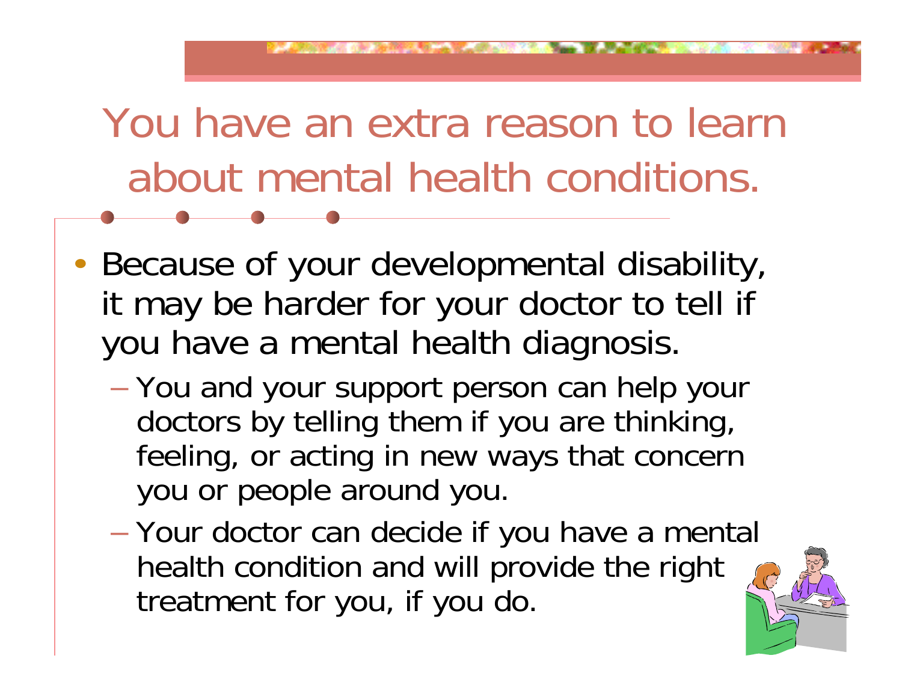# You have an extra reason to learn about mental health conditions.

- Because of your developmental disability, it may be harder for your doctor to tell if you have a mental health diagnosis.
  - You and your support person can help your doctors by telling them if you are thinking, feeling, or acting in new ways that concern you or people around you.
  - Your doctor can decide if you have a mental health condition and will provide the right treatment for you, if you do.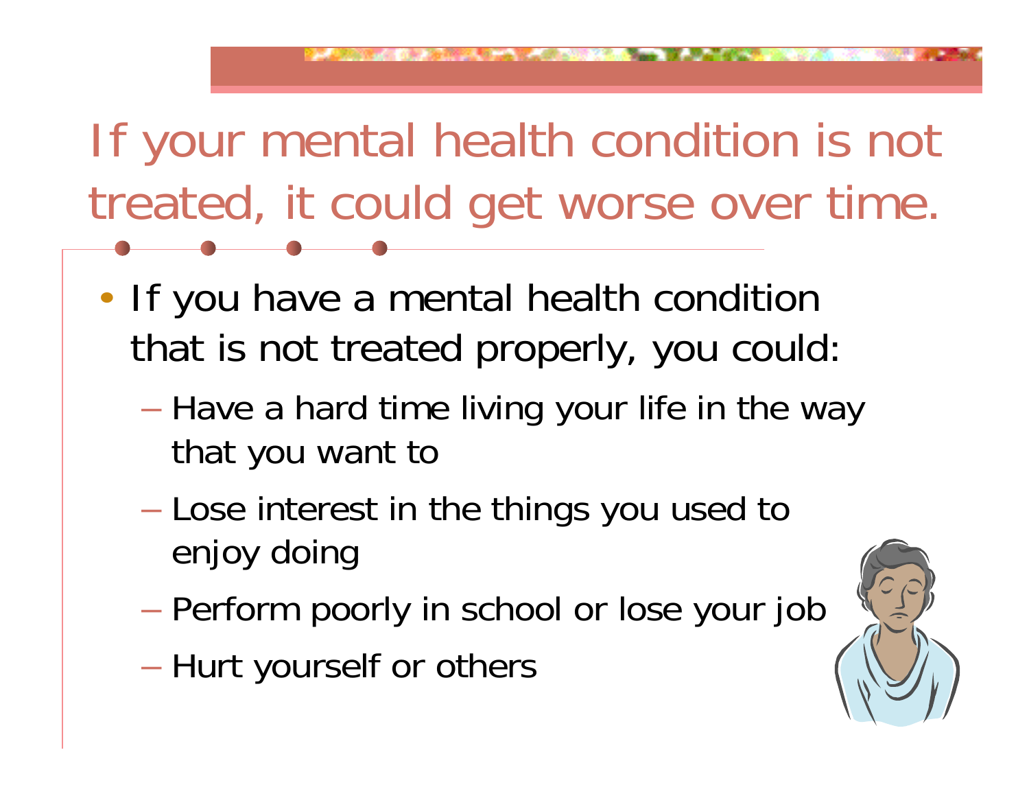# If your mental health condition is not treated, it could get worse over time.

- If you have a mental health condition that is not treated properly, you could:
  - Have a hard time living your life in the way that you want to
  - Lose interest in the things you used to enjoy doing
  - Perform poorly in school or lose your job
  - Hurt yourself or others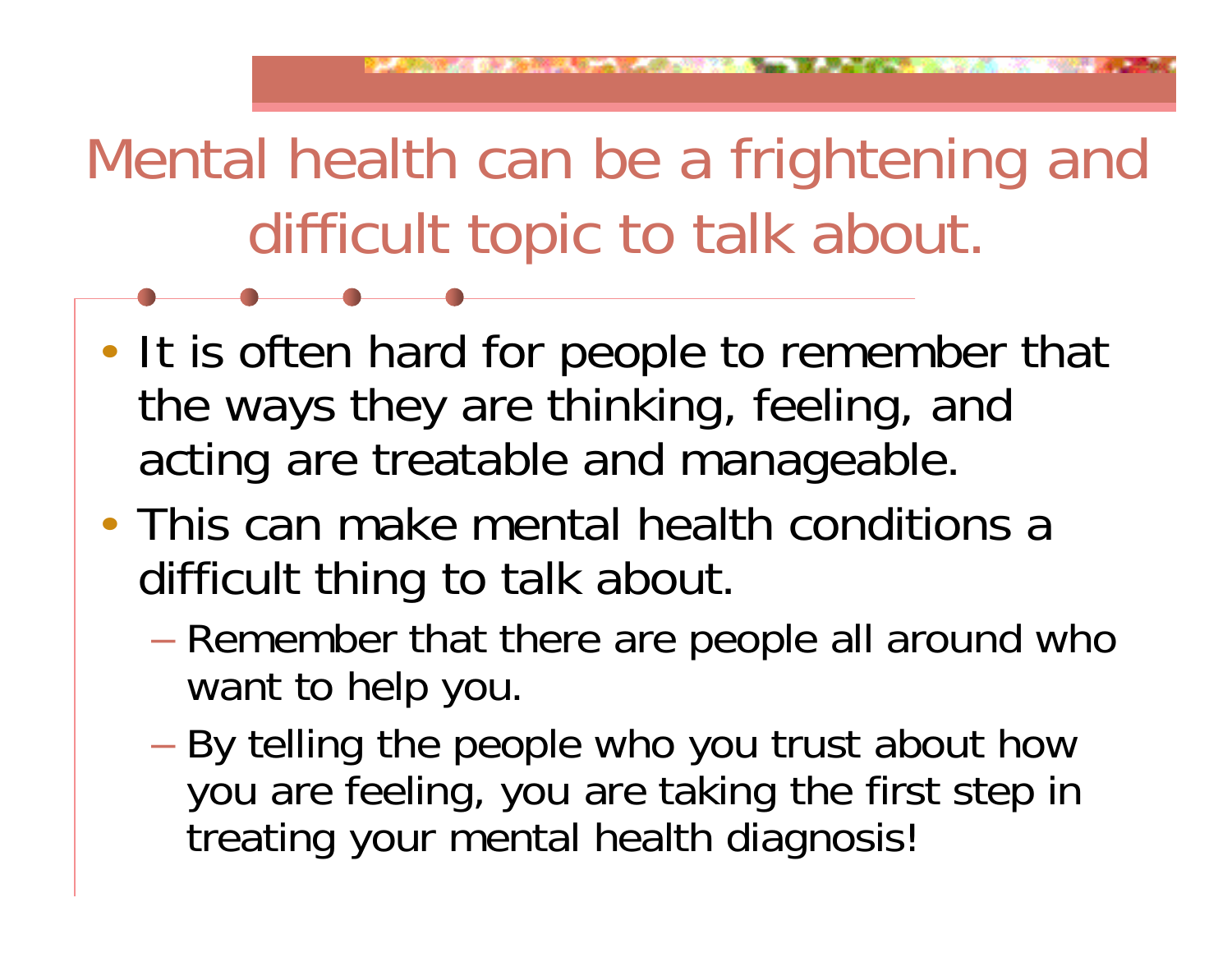# Mental health can be a frightening and difficult topic to talk about.

- It is often hard for people to remember that the ways they are thinking, feeling, and acting are treatable and manageable.
- This can make mental health conditions a difficult thing to talk about.
  - Remember that there are people all around who want to help you.
  - By telling the people who you trust about how you are feeling, you are taking the first step in treating your mental health diagnosis!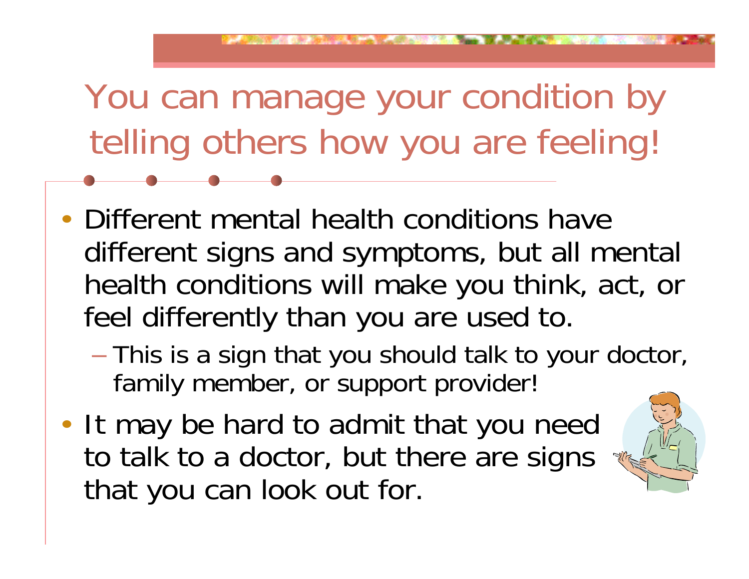# You can manage your condition by telling others how you are feeling!

- Different mental health conditions have different signs and symptoms, but all mental health conditions will make you think, act, or feel differently than you are used to.
  - This is a sign that you should talk to your doctor, family member, or support provider!
- It may be hard to admit that you need to talk to a doctor, but there are signs that you can look out for.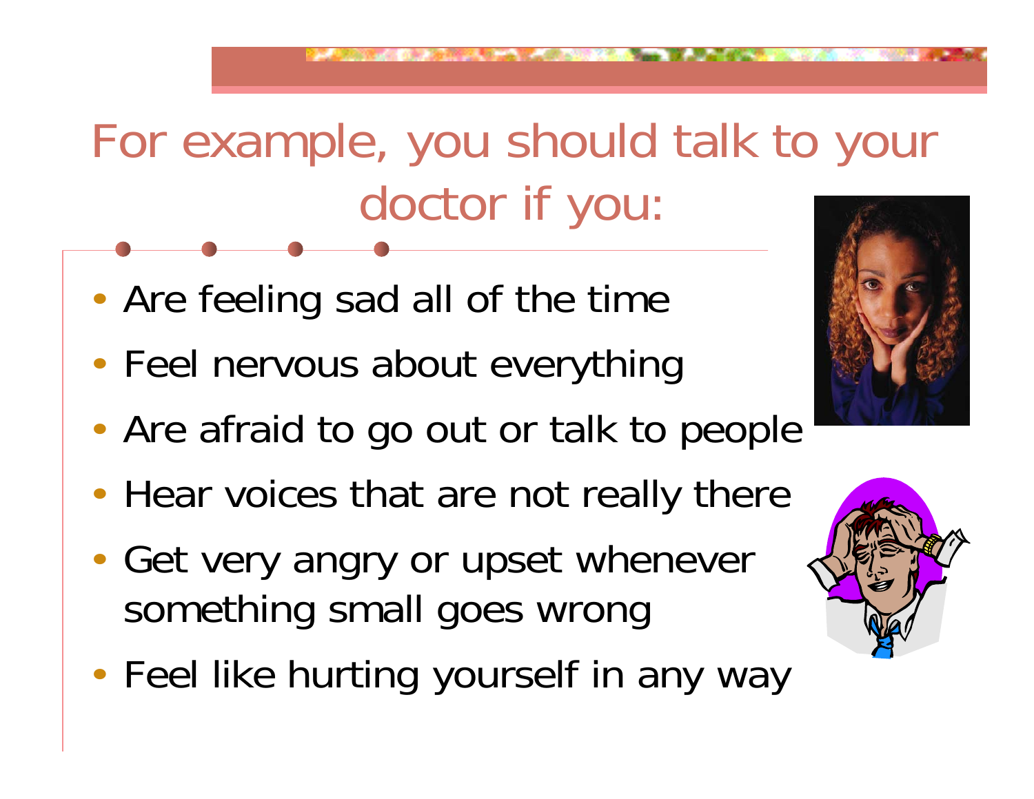# For example, you should talk to your doctor if you:

- Are feeling sad all of the time
- Feel nervous about everything
- Are afraid to go out or talk to people
- Hear voices that are not really there
- Get very angry or upset whenever something small goes wrong
- Feel like hurting yourself in any way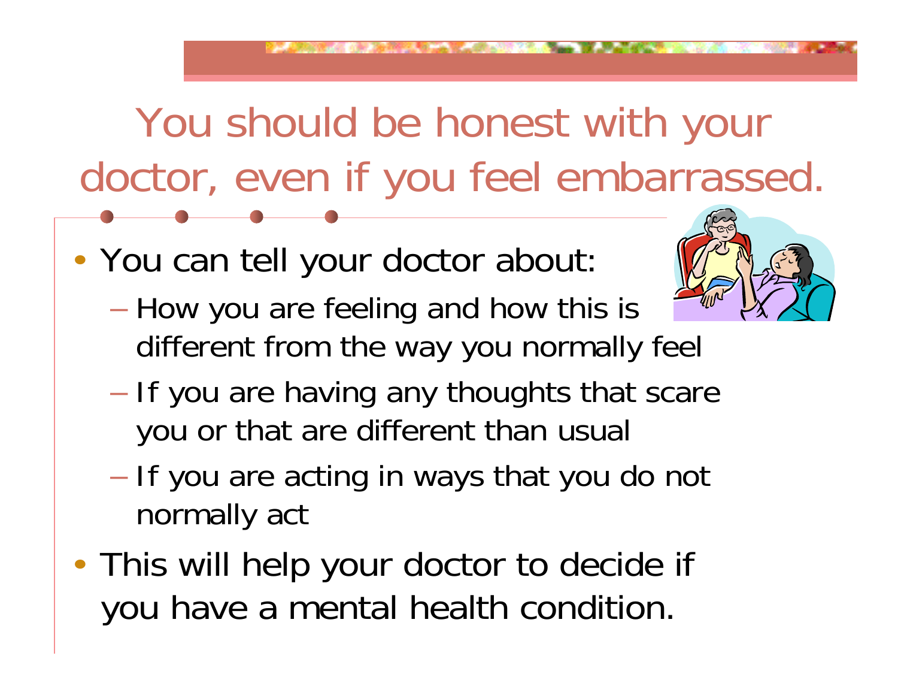# You should be honest with your doctor, even if you feel embarrassed.

- You can tell your doctor about:
  - How you are feeling and how this is different from the way you normally feel
  - If you are having any thoughts that scare you or that are different than usual
  - If you are acting in ways that you do not normally act
- This will help your doctor to decide if you have a mental health condition.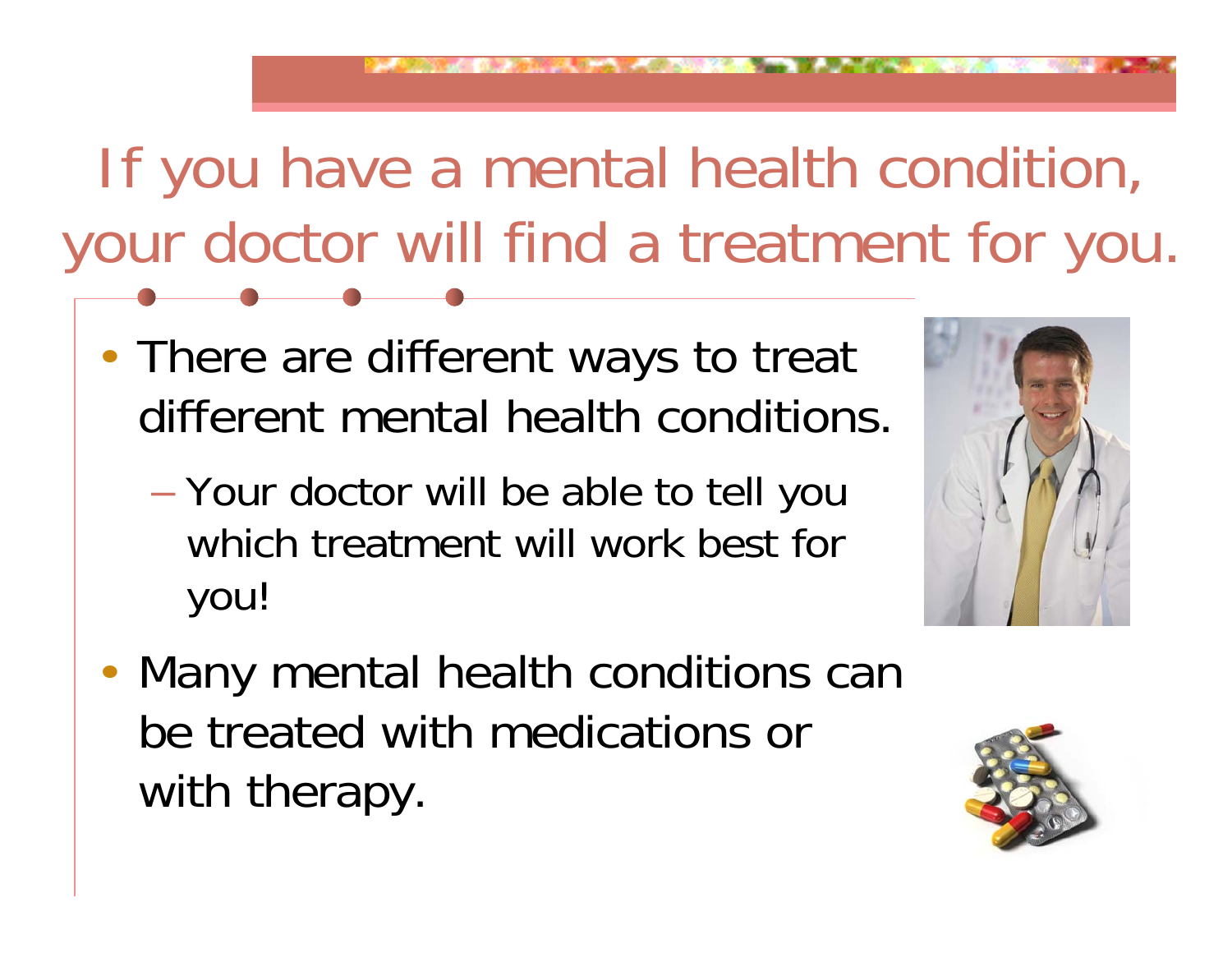# If you have a mental health condition, your doctor will find a treatment for you.

- There are different ways to treat different mental health conditions.
  - Your doctor will be able to tell you which treatment will work best for you!
- Many mental health conditions can be treated with medications or with therapy.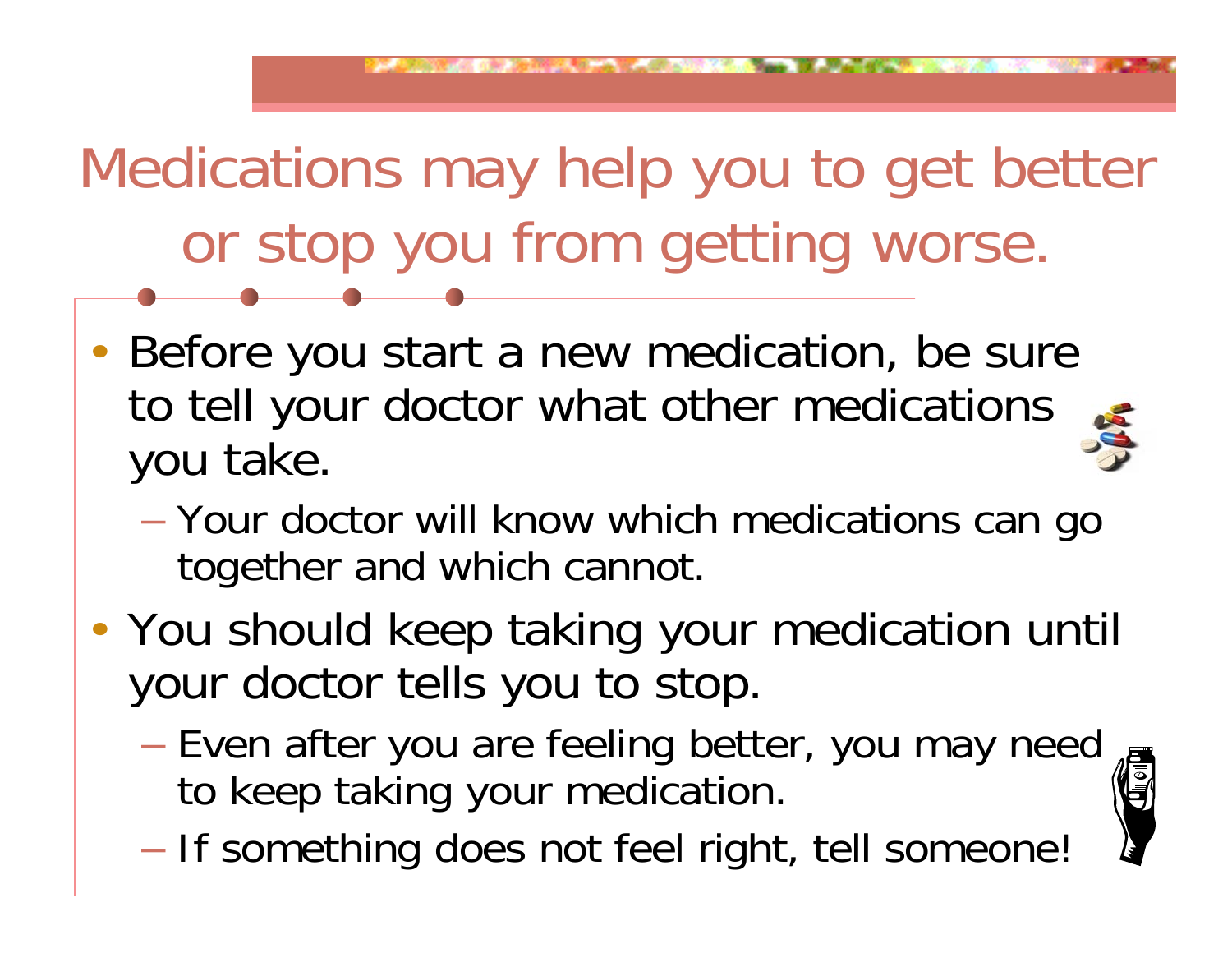# Medications may help you to get better or stop you from getting worse.

- Before you start a new medication, be sure to tell your doctor what other medications you take.
  - Your doctor will know which medications can go together and which cannot.
- You should keep taking your medication until your doctor tells you to stop.
  - Even after you are feeling better, you may need to keep taking your medication.
  - If something does not feel right, tell someone!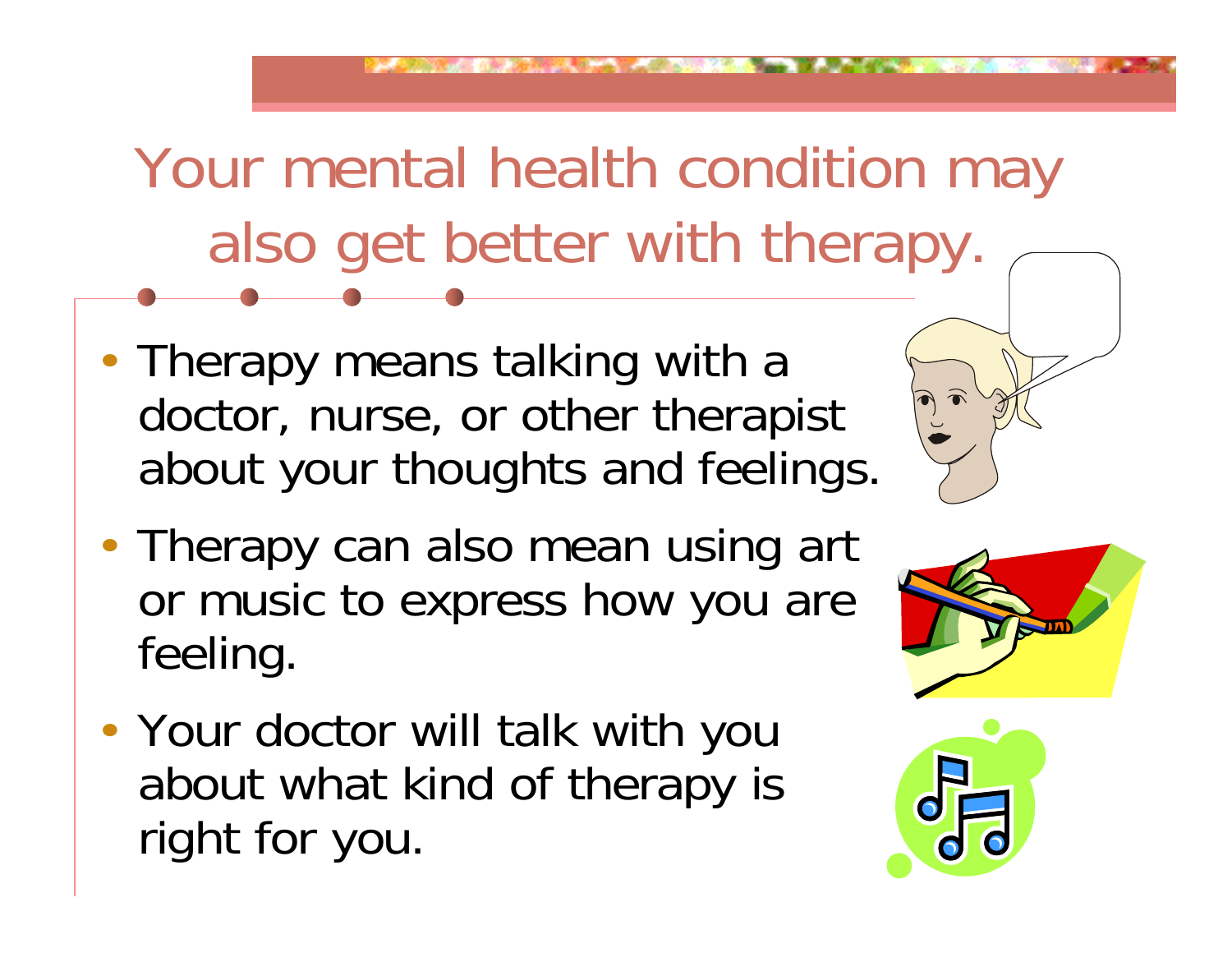# Your mental health condition may also get better with therapy.

- Therapy means talking with a doctor, nurse, or other therapist about your thoughts and feelings.
- Therapy can also mean using art or music to express how you are feeling.
- Your doctor will talk with you about what kind of therapy is right for you.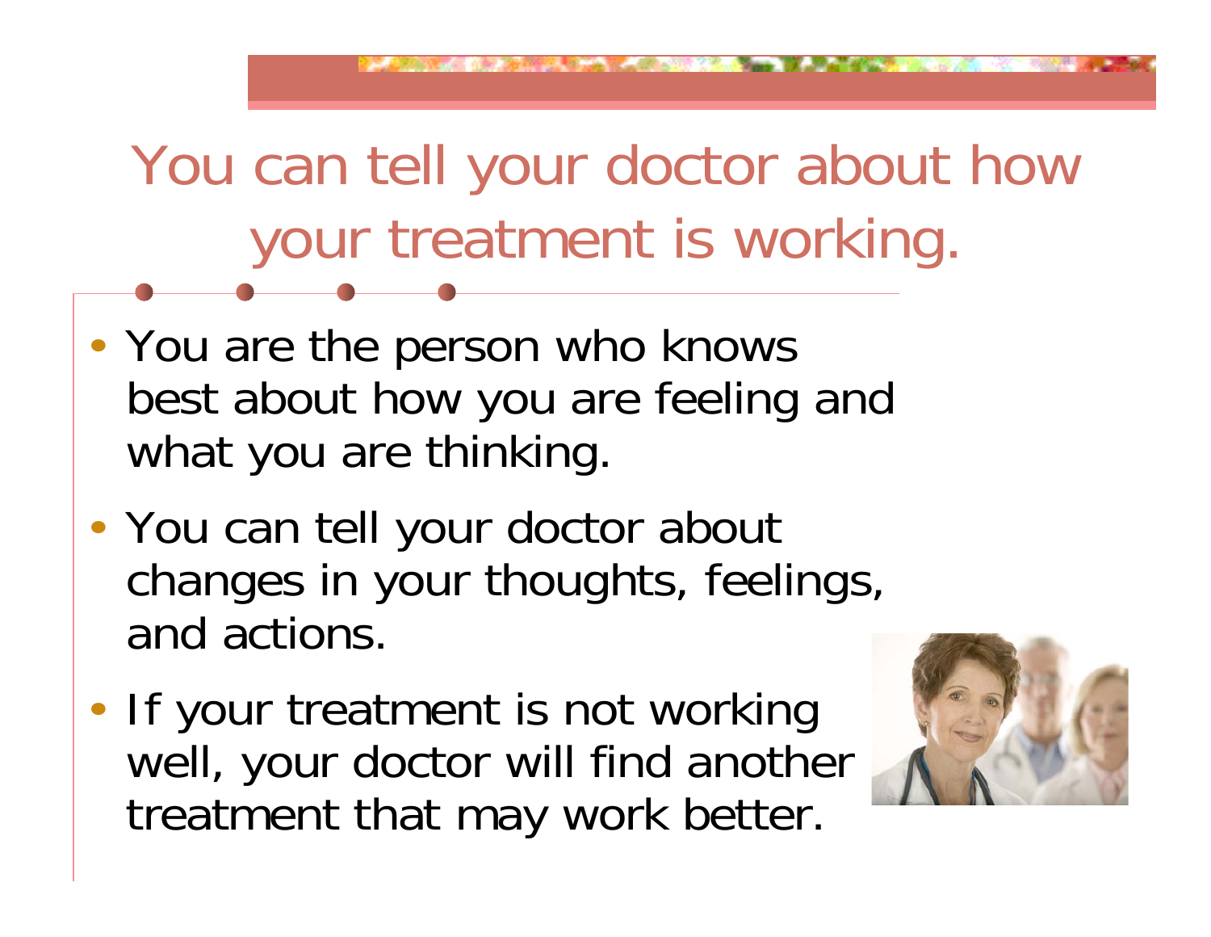# You can tell your doctor about how your treatment is working.

- You are the person who knows best about how you are feeling and what you are thinking.
- You can tell your doctor about changes in your thoughts, feelings, and actions.
- If your treatment is not working well, your doctor will find another treatment that may work better.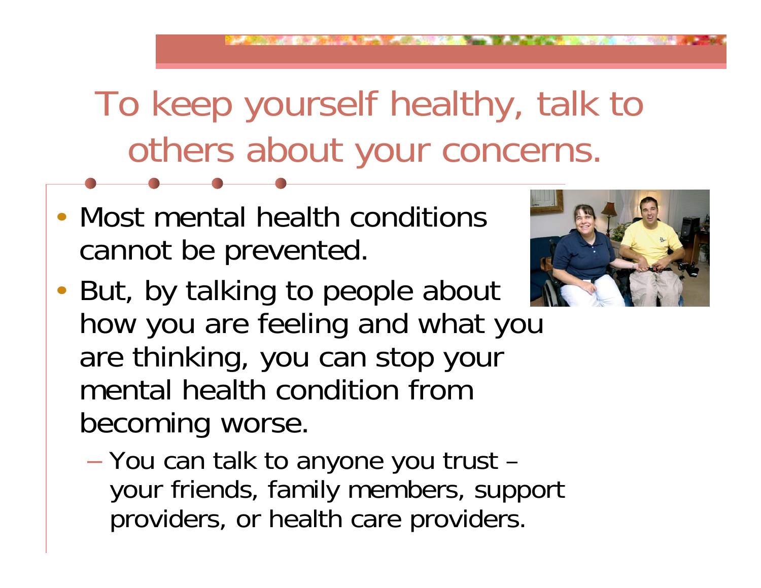# To keep yourself healthy, talk to others about your concerns.

- Most mental health conditions cannot be prevented.
- But, by talking to people about how you are feeling and what you are thinking, you can stop your mental health condition from becoming worse.
  - You can talk to anyone you trust – your friends, family members, support providers, or health care providers.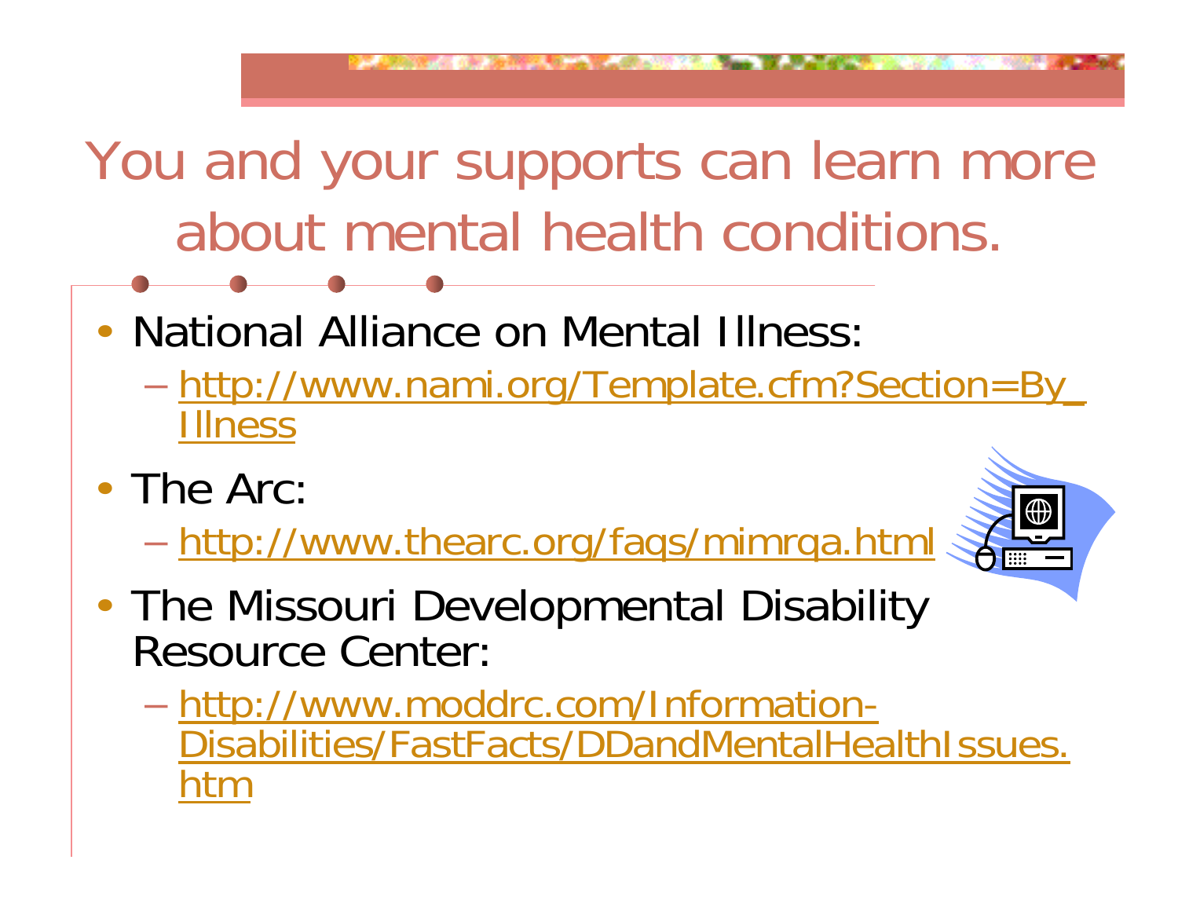# You and your supports can learn more about mental health conditions.

- National Alliance on Mental Illness:
  - http://www.nami.org/Template.cfm?Section=By_Illness
- The Arc:
  - http://www.thearc.org/faqs/mimrqa.html
- The Missouri Developmental Disability Resource Center:
  - http://www.moddrc.com/Information-Disabilities/FastFacts/DDandMentalHealthIssues.htm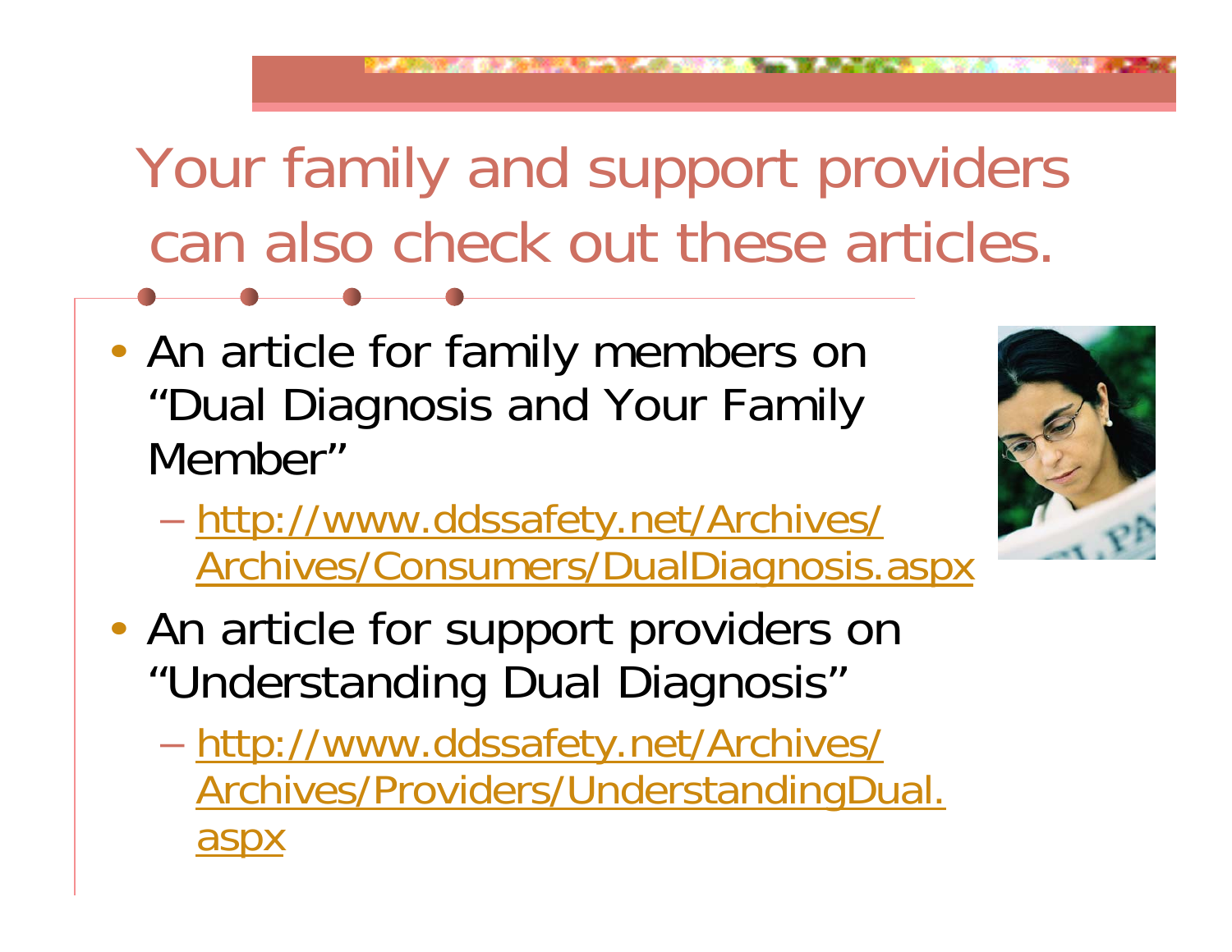# Your family and support providers can also check out these articles.

- An article for family members on "Dual Diagnosis and Your Family Member"
  - http://www.ddssafety.net/Archives/Archives/Consumers/DualDiagnosis.aspx
- An article for support providers on "Understanding Dual Diagnosis"
  - http://www.ddssafety.net/Archives/Archives/Providers/UnderstandingDual.aspx